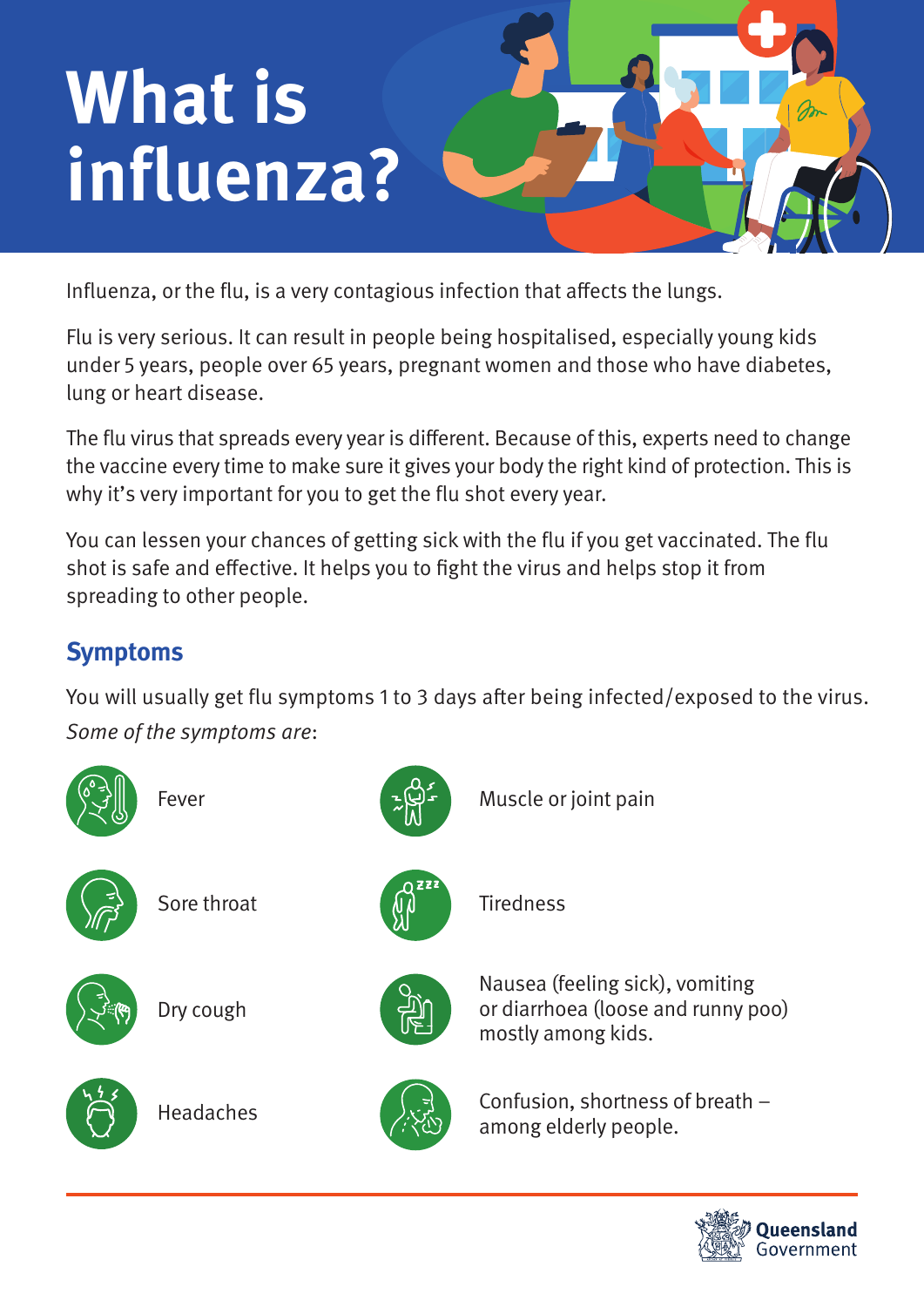# What is influenza?

Influenza, or the flu, is a very contagious infection that affects the lungs.

Flu is very serious. It can result in people being hospitalised, especially young kids under 5 years, people over 65 years, pregnant women and those who have diabetes, lung or heart disease.

The flu virus that spreads every year is different. Because of this, experts need to change the vaccine every time to make sure it gives your body the right kind of protection. This is why it's very important for you to get the flu shot every year.

You can lessen your chances of getting sick with the flu if you get vaccinated. The flu shot is safe and effective. It helps you to fight the virus and helps stop it from spreading to other people.

## Symptoms

You will usually get flu symptoms 1 to 3 days after being infected/exposed to the virus.

*Some of the symptoms are*:

- Fever
- Sore throat
- Dry cough
- Headaches
- Muscle or joint pain
- Tiredness
- Nausea (feeling sick), vomiting or diarrhoea (loose and runny poo) mostly among kids.
- Confusion, shortness of breath – among elderly people.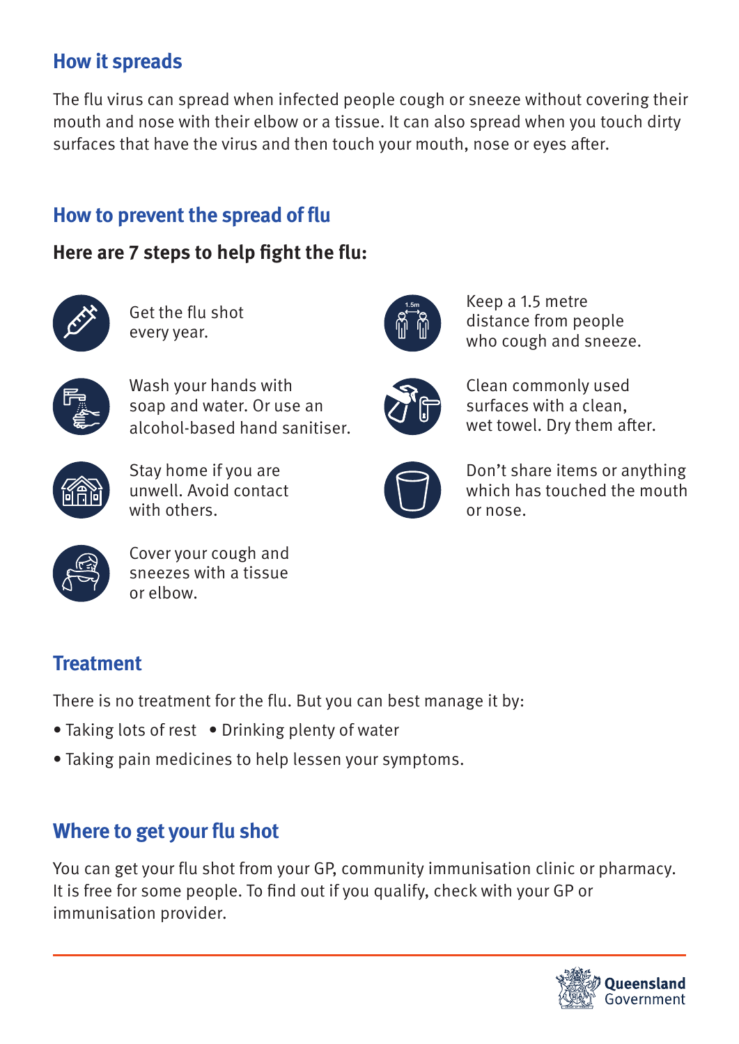## How it spreads

The flu virus can spread when infected people cough or sneeze without covering their mouth and nose with their elbow or a tissue. It can also spread when you touch dirty surfaces that have the virus and then touch your mouth, nose or eyes after.

## How to prevent the spread of flu

**Here are 7 steps to help fight the flu:**

- Get the flu shot every year.
- Wash your hands with soap and water. Or use an alcohol-based hand sanitiser.
- Stay home if you are unwell. Avoid contact with others.
- Cover your cough and sneezes with a tissue or elbow.
- Keep a 1.5 metre distance from people who cough and sneeze.
- Clean commonly used surfaces with a clean, wet towel. Dry them after.
- Don't share items or anything which has touched the mouth or nose.

## Treatment

There is no treatment for the flu. But you can best manage it by:

- Taking lots of rest
- Drinking plenty of water
- Taking pain medicines to help lessen your symptoms.

## Where to get your flu shot

You can get your flu shot from your GP, community immunisation clinic or pharmacy. It is free for some people. To find out if you qualify, check with your GP or immunisation provider.

Queensland Government